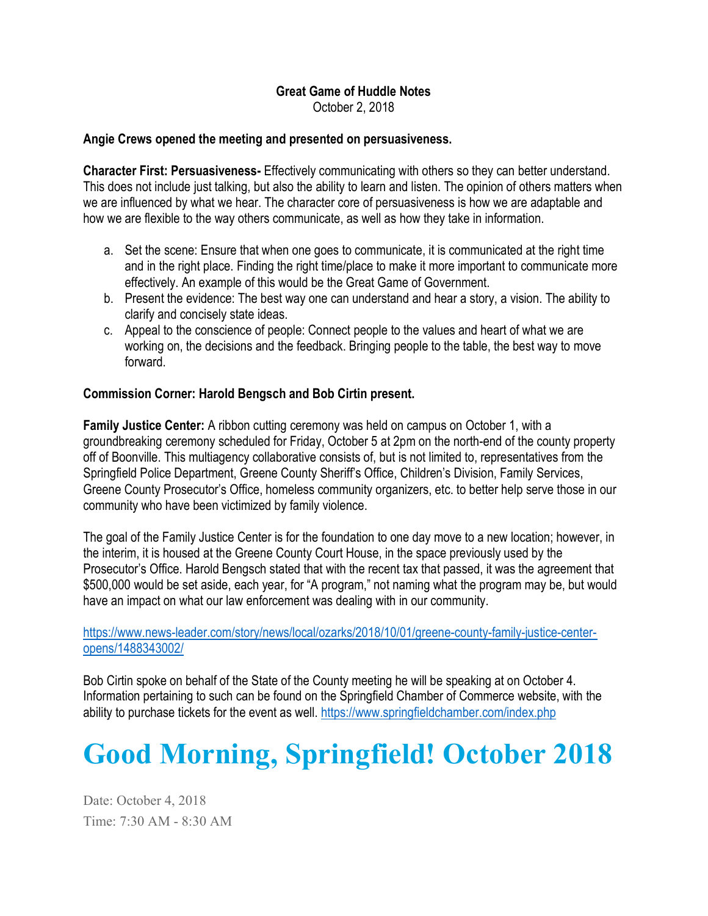**Great Game of Huddle Notes**
October 2, 2018

**Angie Crews opened the meeting and presented on persuasiveness.**

**Character First: Persuasiveness-** Effectively communicating with others so they can better understand. This does not include just talking, but also the ability to learn and listen. The opinion of others matters when we are influenced by what we hear. The character core of persuasiveness is how we are adaptable and how we are flexible to the way others communicate, as well as how they take in information.

a. Set the scene: Ensure that when one goes to communicate, it is communicated at the right time and in the right place. Finding the right time/place to make it more important to communicate more effectively. An example of this would be the Great Game of Government.
b. Present the evidence: The best way one can understand and hear a story, a vision. The ability to clarify and concisely state ideas.
c. Appeal to the conscience of people: Connect people to the values and heart of what we are working on, the decisions and the feedback. Bringing people to the table, the best way to move forward.

**Commission Corner: Harold Bengsch and Bob Cirtin present.**

**Family Justice Center:** A ribbon cutting ceremony was held on campus on October 1, with a groundbreaking ceremony scheduled for Friday, October 5 at 2pm on the north-end of the county property off of Boonville. This multiagency collaborative consists of, but is not limited to, representatives from the Springfield Police Department, Greene County Sheriff's Office, Children's Division, Family Services, Greene County Prosecutor's Office, homeless community organizers, etc. to better help serve those in our community who have been victimized by family violence.

The goal of the Family Justice Center is for the foundation to one day move to a new location; however, in the interim, it is housed at the Greene County Court House, in the space previously used by the Prosecutor's Office. Harold Bengsch stated that with the recent tax that passed, it was the agreement that $500,000 would be set aside, each year, for "A program," not naming what the program may be, but would have an impact on what our law enforcement was dealing with in our community.

https://www.news-leader.com/story/news/local/ozarks/2018/10/01/greene-county-family-justice-center-opens/1488343002/

Bob Cirtin spoke on behalf of the State of the County meeting he will be speaking at on October 4. Information pertaining to such can be found on the Springfield Chamber of Commerce website, with the ability to purchase tickets for the event as well. https://www.springfieldchamber.com/index.php

# Good Morning, Springfield! October 2018

Date: October 4, 2018
Time: 7:30 AM - 8:30 AM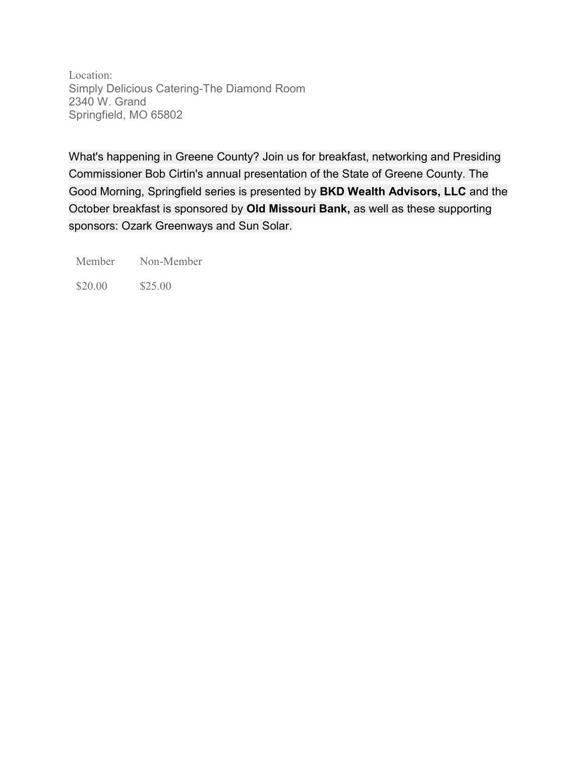Location:
Simply Delicious Catering-The Diamond Room
2340 W. Grand
Springfield, MO 65802

What's happening in Greene County? Join us for breakfast, networking and Presiding Commissioner Bob Cirtin's annual presentation of the State of Greene County. The Good Morning, Springfield series is presented by **BKD Wealth Advisors, LLC** and the October breakfast is sponsored by **Old Missouri Bank,** as well as these supporting sponsors: Ozark Greenways and Sun Solar.

| Member | Non-Member |
| --- | --- |
| $20.00 | $25.00 |